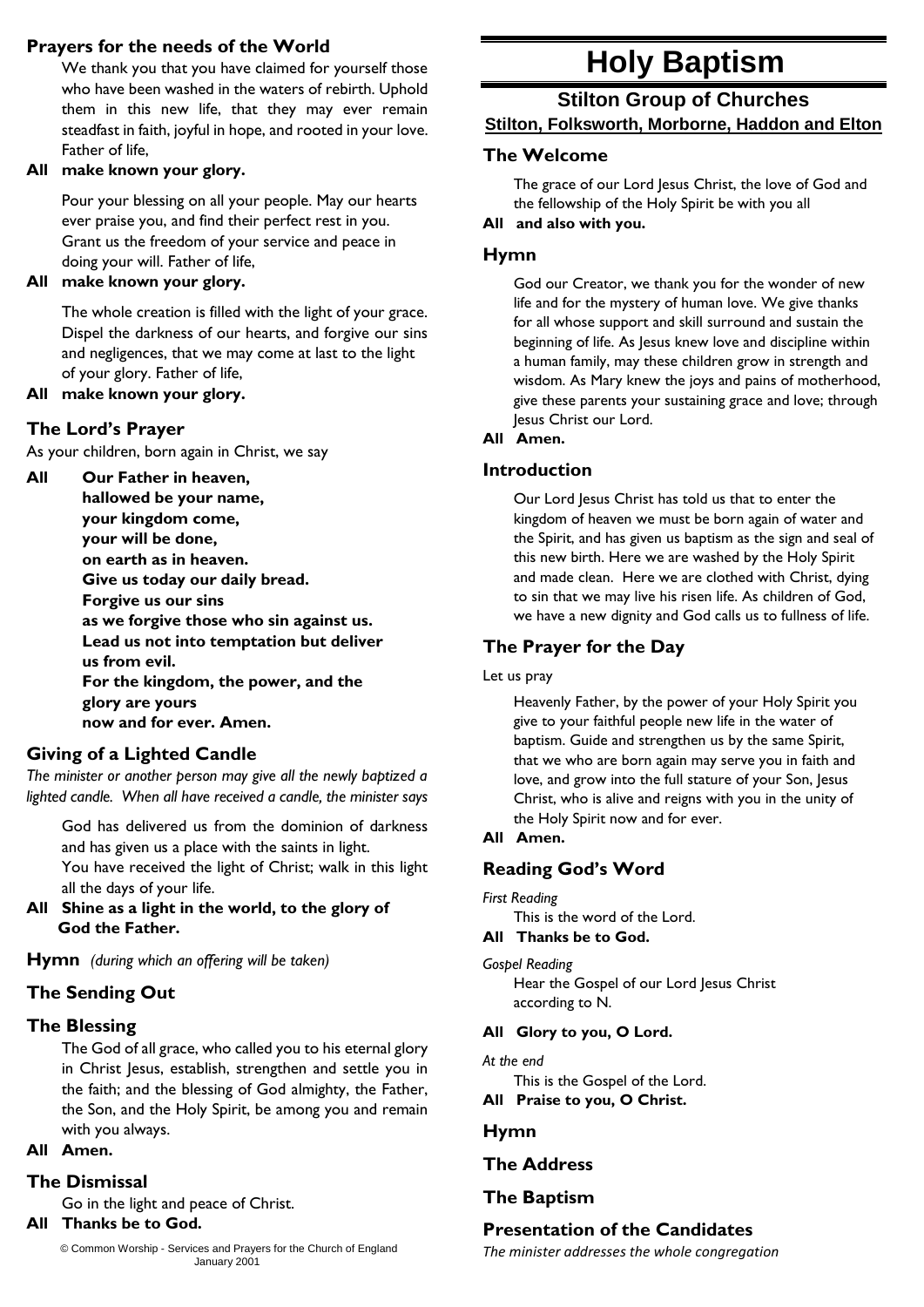# Holy Baptism

## Stilton Group of Churches

**Stilton, Folksworth, Morborne, Haddon and Elton**

### The Welcome

The grace of our Lord Jesus Christ, the love of God and the fellowship of the Holy Spirit be with you all

**All and also with you.**

### Hymn

God our Creator, we thank you for the wonder of new life and for the mystery of human love. We give thanks for all whose support and skill surround and sustain the beginning of life. As Jesus knew love and discipline within a human family, may these children grow in strength and wisdom. As Mary knew the joys and pains of motherhood, give these parents your sustaining grace and love; through Jesus Christ our Lord.

**All Amen.**

### Introduction

Our Lord Jesus Christ has told us that to enter the kingdom of heaven we must be born again of water and the Spirit, and has given us baptism as the sign and seal of this new birth. Here we are washed by the Holy Spirit and made clean. Here we are clothed with Christ, dying to sin that we may live his risen life. As children of God, we have a new dignity and God calls us to fullness of life.

### The Prayer for the Day

Let us pray

Heavenly Father, by the power of your Holy Spirit you give to your faithful people new life in the water of baptism. Guide and strengthen us by the same Spirit, that we who are born again may serve you in faith and love, and grow into the full stature of your Son, Jesus Christ, who is alive and reigns with you in the unity of the Holy Spirit now and for ever.

**All Amen.**

### Reading God's Word

*First Reading*

This is the word of the Lord.

**All Thanks be to God.**

*Gospel Reading*

Hear the Gospel of our Lord Jesus Christ according to N.

**All Glory to you, O Lord.**

*At the end*

This is the Gospel of the Lord.

**All Praise to you, O Christ.**

### Hymn

### The Address

### The Baptism

### Presentation of the Candidates

*The minister addresses the whole congregation*

### Prayers for the needs of the World

We thank you that you have claimed for yourself those who have been washed in the waters of rebirth. Uphold them in this new life, that they may ever remain steadfast in faith, joyful in hope, and rooted in your love. Father of life,

**All make known your glory.**

Pour your blessing on all your people. May our hearts ever praise you, and find their perfect rest in you. Grant us the freedom of your service and peace in doing your will. Father of life,

**All make known your glory.**

The whole creation is filled with the light of your grace. Dispel the darkness of our hearts, and forgive our sins and negligences, that we may come at last to the light of your glory. Father of life,

**All make known your glory.**

### The Lord's Prayer

As your children, born again in Christ, we say

**All Our Father in heaven,**
**hallowed be your name,**
**your kingdom come,**
**your will be done,**
**on earth as in heaven.**
**Give us today our daily bread.**
**Forgive us our sins**
**as we forgive those who sin against us.**
**Lead us not into temptation but deliver us from evil.**
**For the kingdom, the power, and the glory are yours**
**now and for ever. Amen.**

### Giving of a Lighted Candle

*The minister or another person may give all the newly baptized a lighted candle. When all have received a candle, the minister says*

God has delivered us from the dominion of darkness and has given us a place with the saints in light.
You have received the light of Christ; walk in this light all the days of your life.

**All Shine as a light in the world, to the glory of God the Father.**

**Hymn** *(during which an offering will be taken)*

### The Sending Out

### The Blessing

The God of all grace, who called you to his eternal glory in Christ Jesus, establish, strengthen and settle you in the faith; and the blessing of God almighty, the Father, the Son, and the Holy Spirit, be among you and remain with you always.

**All Amen.**

### The Dismissal

Go in the light and peace of Christ.

**All Thanks be to God.**

© Common Worship - Services and Prayers for the Church of England January 2001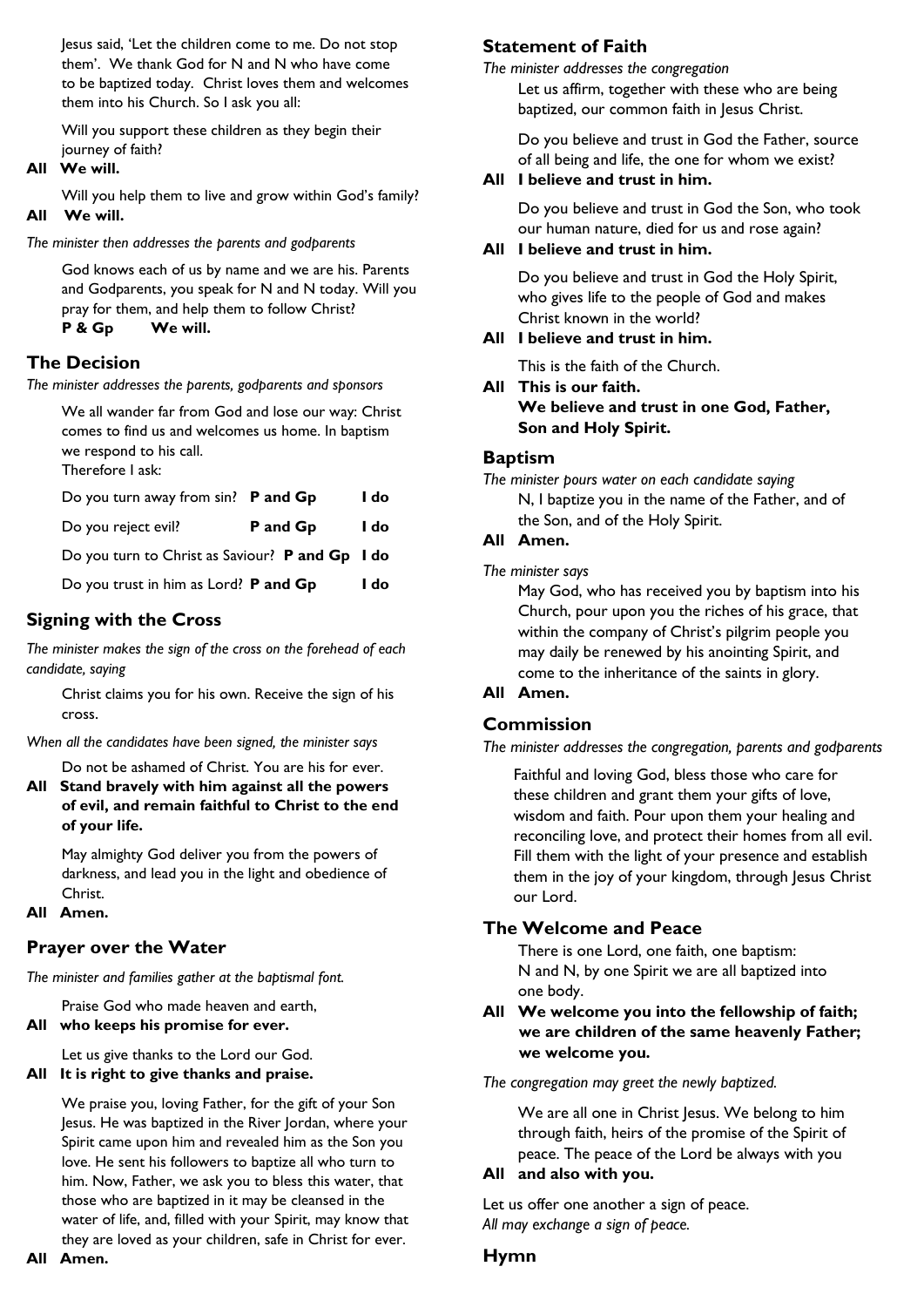Jesus said, 'Let the children come to me. Do not stop them'. We thank God for N and N who have come to be baptized today. Christ loves them and welcomes them into his Church. So I ask you all:

Will you support these children as they begin their journey of faith?

**All We will.**

Will you help them to live and grow within God's family?

**All We will.**

*The minister then addresses the parents and godparents*

God knows each of us by name and we are his. Parents and Godparents, you speak for N and N today. Will you pray for them, and help them to follow Christ?

**P & Gp We will.**

## The Decision

*The minister addresses the parents, godparents and sponsors*

We all wander far from God and lose our way: Christ comes to find us and welcomes us home. In baptism we respond to his call.
Therefore I ask:

Do you turn away from sin? **P and Gp I do**

Do you reject evil? **P and Gp I do**

Do you turn to Christ as Saviour? **P and Gp I do**

Do you trust in him as Lord? **P and Gp I do**

## Signing with the Cross

*The minister makes the sign of the cross on the forehead of each candidate, saying*

Christ claims you for his own. Receive the sign of his cross.

*When all the candidates have been signed, the minister says*

Do not be ashamed of Christ. You are his for ever.

**All Stand bravely with him against all the powers of evil, and remain faithful to Christ to the end of your life.**

May almighty God deliver you from the powers of darkness, and lead you in the light and obedience of Christ.

**All Amen.**

## Prayer over the Water

*The minister and families gather at the baptismal font.*

Praise God who made heaven and earth,

**All who keeps his promise for ever.**

Let us give thanks to the Lord our God.

**All It is right to give thanks and praise.**

We praise you, loving Father, for the gift of your Son Jesus. He was baptized in the River Jordan, where your Spirit came upon him and revealed him as the Son you love. He sent his followers to baptize all who turn to him. Now, Father, we ask you to bless this water, that those who are baptized in it may be cleansed in the water of life, and, filled with your Spirit, may know that they are loved as your children, safe in Christ for ever.

**All Amen.**

## Statement of Faith

*The minister addresses the congregation*

Let us affirm, together with these who are being baptized, our common faith in Jesus Christ.

Do you believe and trust in God the Father, source of all being and life, the one for whom we exist?

**All I believe and trust in him.**

Do you believe and trust in God the Son, who took our human nature, died for us and rose again?

**All I believe and trust in him.**

Do you believe and trust in God the Holy Spirit, who gives life to the people of God and makes Christ known in the world?

**All I believe and trust in him.**

This is the faith of the Church.

**All This is our faith.**
**We believe and trust in one God, Father, Son and Holy Spirit.**

## Baptism

*The minister pours water on each candidate saying*

N, I baptize you in the name of the Father, and of the Son, and of the Holy Spirit.

**All Amen.**

*The minister says*

May God, who has received you by baptism into his Church, pour upon you the riches of his grace, that within the company of Christ's pilgrim people you may daily be renewed by his anointing Spirit, and come to the inheritance of the saints in glory.

**All Amen.**

## Commission

*The minister addresses the congregation, parents and godparents*

Faithful and loving God, bless those who care for these children and grant them your gifts of love, wisdom and faith. Pour upon them your healing and reconciling love, and protect their homes from all evil. Fill them with the light of your presence and establish them in the joy of your kingdom, through Jesus Christ our Lord.

## The Welcome and Peace

There is one Lord, one faith, one baptism:
N and N, by one Spirit we are all baptized into one body.

**All We welcome you into the fellowship of faith; we are children of the same heavenly Father; we welcome you.**

*The congregation may greet the newly baptized.*

We are all one in Christ Jesus. We belong to him through faith, heirs of the promise of the Spirit of peace. The peace of the Lord be always with you

**All and also with you.**

Let us offer one another a sign of peace.
*All may exchange a sign of peace.*

## Hymn